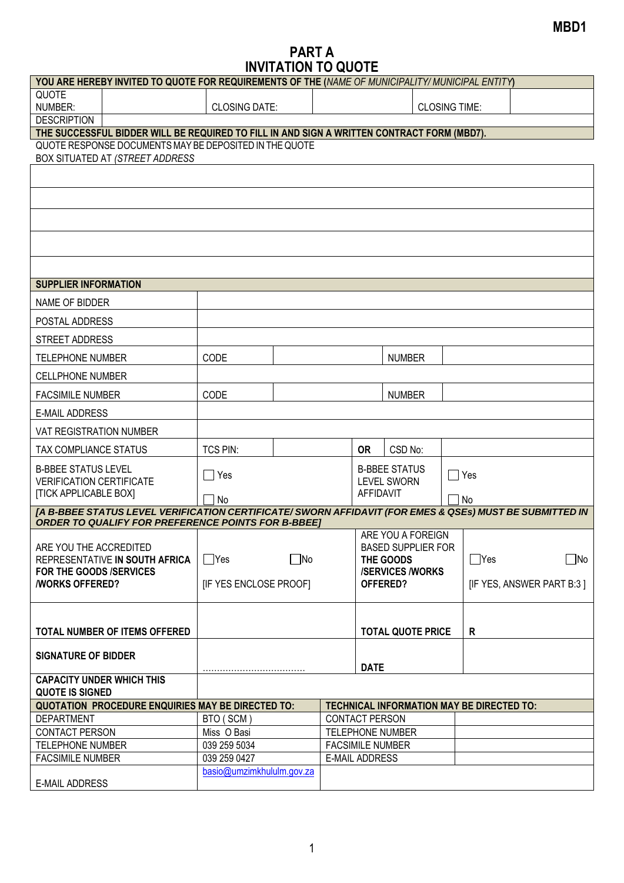MBD1

# PART A
# INVITATION TO QUOTE

| YOU ARE HEREBY INVITED TO QUOTE FOR REQUIREMENTS OF THE (*NAME OF MUNICIPALITY/ MUNICIPAL ENTITY*) | | | | | |
|---|---|---|---|---|---|
| QUOTE NUMBER: | | CLOSING DATE: | | CLOSING TIME: | |
| DESCRIPTION | | | | | |
| **THE SUCCESSFUL BIDDER WILL BE REQUIRED TO FILL IN AND SIGN A WRITTEN CONTRACT FORM (MBD7).** | | | | | |
| QUOTE RESPONSE DOCUMENTS MAY BE DEPOSITED IN THE QUOTE BOX SITUATED AT (*STREET ADDRESS* | | | | | |
| | | | | | |
| | | | | | |
| | | | | | |
| | | | | | |
| | | | | | |

| **SUPPLIER INFORMATION** | | | | | |
|---|---|---|---|---|---|
| NAME OF BIDDER | | | | | |
| POSTAL ADDRESS | | | | | |
| STREET ADDRESS | | | | | |
| TELEPHONE NUMBER | CODE | | | NUMBER | |
| CELLPHONE NUMBER | | | | | |
| FACSIMILE NUMBER | CODE | | | NUMBER | |
| E-MAIL ADDRESS | | | | | |
| VAT REGISTRATION NUMBER | | | | | |
| TAX COMPLIANCE STATUS | TCS PIN: | | **OR** | CSD No: | |
| B-BBEE STATUS LEVEL VERIFICATION CERTIFICATE [TICK APPLICABLE BOX] | ☐ Yes ☐ No | | B-BBEE STATUS LEVEL SWORN AFFIDAVIT | | ☐ Yes ☐ No |
| ***[A B-BBEE STATUS LEVEL VERIFICATION CERTIFICATE/ SWORN AFFIDAVIT (FOR EMES & QSEs) MUST BE SUBMITTED IN ORDER TO QUALIFY FOR PREFERENCE POINTS FOR B-BBEE]*** | | | | | |
| ARE YOU THE ACCREDITED REPRESENTATIVE **IN SOUTH AFRICA FOR THE GOODS /SERVICES /WORKS OFFERED?** | ☐Yes ☐No [IF YES ENCLOSE PROOF] | | ARE YOU A FOREIGN BASED SUPPLIER FOR **THE GOODS /SERVICES /WORKS OFFERED?** | | ☐Yes ☐No [IF YES, ANSWER PART B:3 ] |
| **TOTAL NUMBER OF ITEMS OFFERED** | | | **TOTAL QUOTE PRICE** | | **R** |
| **SIGNATURE OF BIDDER** | ................................... | | **DATE** | | |
| **CAPACITY UNDER WHICH THIS QUOTE IS SIGNED** | | | | | |

| **QUOTATION PROCEDURE ENQUIRIES MAY BE DIRECTED TO:** | | **TECHNICAL INFORMATION MAY BE DIRECTED TO:** | |
|---|---|---|---|
| DEPARTMENT | BTO ( SCM ) | CONTACT PERSON | |
| CONTACT PERSON | Miss O Basi | TELEPHONE NUMBER | |
| TELEPHONE NUMBER | 039 259 5034 | FACSIMILE NUMBER | |
| FACSIMILE NUMBER | 039 259 0427 | E-MAIL ADDRESS | |
| E-MAIL ADDRESS | basio@umzimkhululm.gov.za | | |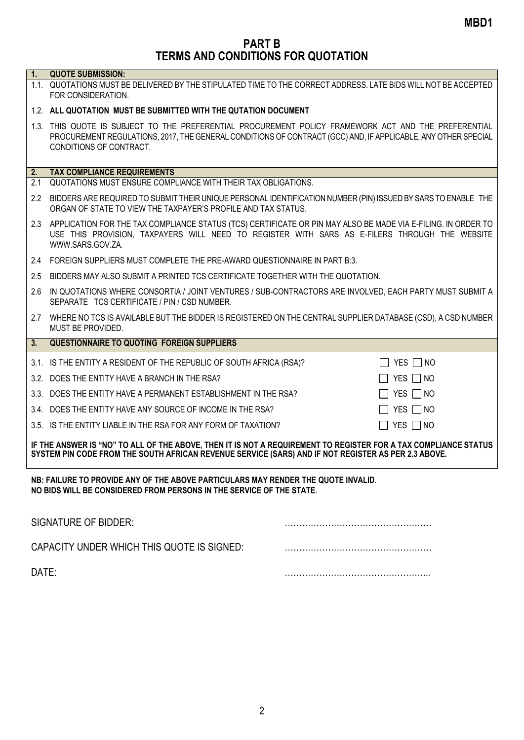# PART B
# TERMS AND CONDITIONS FOR QUOTATION

**1. QUOTE SUBMISSION:**

1.1. QUOTATIONS MUST BE DELIVERED BY THE STIPULATED TIME TO THE CORRECT ADDRESS. LATE BIDS WILL NOT BE ACCEPTED FOR CONSIDERATION.

1.2. **ALL QUOTATION MUST BE SUBMITTED WITH THE QUTATION DOCUMENT**

1.3. THIS QUOTE IS SUBJECT TO THE PREFERENTIAL PROCUREMENT POLICY FRAMEWORK ACT AND THE PREFERENTIAL PROCUREMENT REGULATIONS, 2017, THE GENERAL CONDITIONS OF CONTRACT (GCC) AND, IF APPLICABLE, ANY OTHER SPECIAL CONDITIONS OF CONTRACT.

**2. TAX COMPLIANCE REQUIREMENTS**

2.1 QUOTATIONS MUST ENSURE COMPLIANCE WITH THEIR TAX OBLIGATIONS.

2.2 BIDDERS ARE REQUIRED TO SUBMIT THEIR UNIQUE PERSONAL IDENTIFICATION NUMBER (PIN) ISSUED BY SARS TO ENABLE THE ORGAN OF STATE TO VIEW THE TAXPAYER'S PROFILE AND TAX STATUS.

2.3 APPLICATION FOR THE TAX COMPLIANCE STATUS (TCS) CERTIFICATE OR PIN MAY ALSO BE MADE VIA E-FILING. IN ORDER TO USE THIS PROVISION, TAXPAYERS WILL NEED TO REGISTER WITH SARS AS E-FILERS THROUGH THE WEBSITE WWW.SARS.GOV.ZA.

2.4 FOREIGN SUPPLIERS MUST COMPLETE THE PRE-AWARD QUESTIONNAIRE IN PART B:3.

2.5 BIDDERS MAY ALSO SUBMIT A PRINTED TCS CERTIFICATE TOGETHER WITH THE QUOTATION.

2.6 IN QUOTATIONS WHERE CONSORTIA / JOINT VENTURES / SUB-CONTRACTORS ARE INVOLVED, EACH PARTY MUST SUBMIT A SEPARATE TCS CERTIFICATE / PIN / CSD NUMBER.

2.7 WHERE NO TCS IS AVAILABLE BUT THE BIDDER IS REGISTERED ON THE CENTRAL SUPPLIER DATABASE (CSD), A CSD NUMBER MUST BE PROVIDED.

**3. QUESTIONNAIRE TO QUOTING FOREIGN SUPPLIERS**

| | |
|---|---|
| 3.1. IS THE ENTITY A RESIDENT OF THE REPUBLIC OF SOUTH AFRICA (RSA)? | ☐ YES ☐ NO |
| 3.2. DOES THE ENTITY HAVE A BRANCH IN THE RSA? | ☐ YES ☐ NO |
| 3.3. DOES THE ENTITY HAVE A PERMANENT ESTABLISHMENT IN THE RSA? | ☐ YES ☐ NO |
| 3.4. DOES THE ENTITY HAVE ANY SOURCE OF INCOME IN THE RSA? | ☐ YES ☐ NO |
| 3.5. IS THE ENTITY LIABLE IN THE RSA FOR ANY FORM OF TAXATION? | ☐ YES ☐ NO |

**IF THE ANSWER IS "NO" TO ALL OF THE ABOVE, THEN IT IS NOT A REQUIREMENT TO REGISTER FOR A TAX COMPLIANCE STATUS SYSTEM PIN CODE FROM THE SOUTH AFRICAN REVENUE SERVICE (SARS) AND IF NOT REGISTER AS PER 2.3 ABOVE.**

**NB: FAILURE TO PROVIDE ANY OF THE ABOVE PARTICULARS MAY RENDER THE QUOTE INVALID.**
**NO BIDS WILL BE CONSIDERED FROM PERSONS IN THE SERVICE OF THE STATE.**

SIGNATURE OF BIDDER: ……………………………………………

CAPACITY UNDER WHICH THIS QUOTE IS SIGNED: ……………………………………………

DATE: …………………………………………...